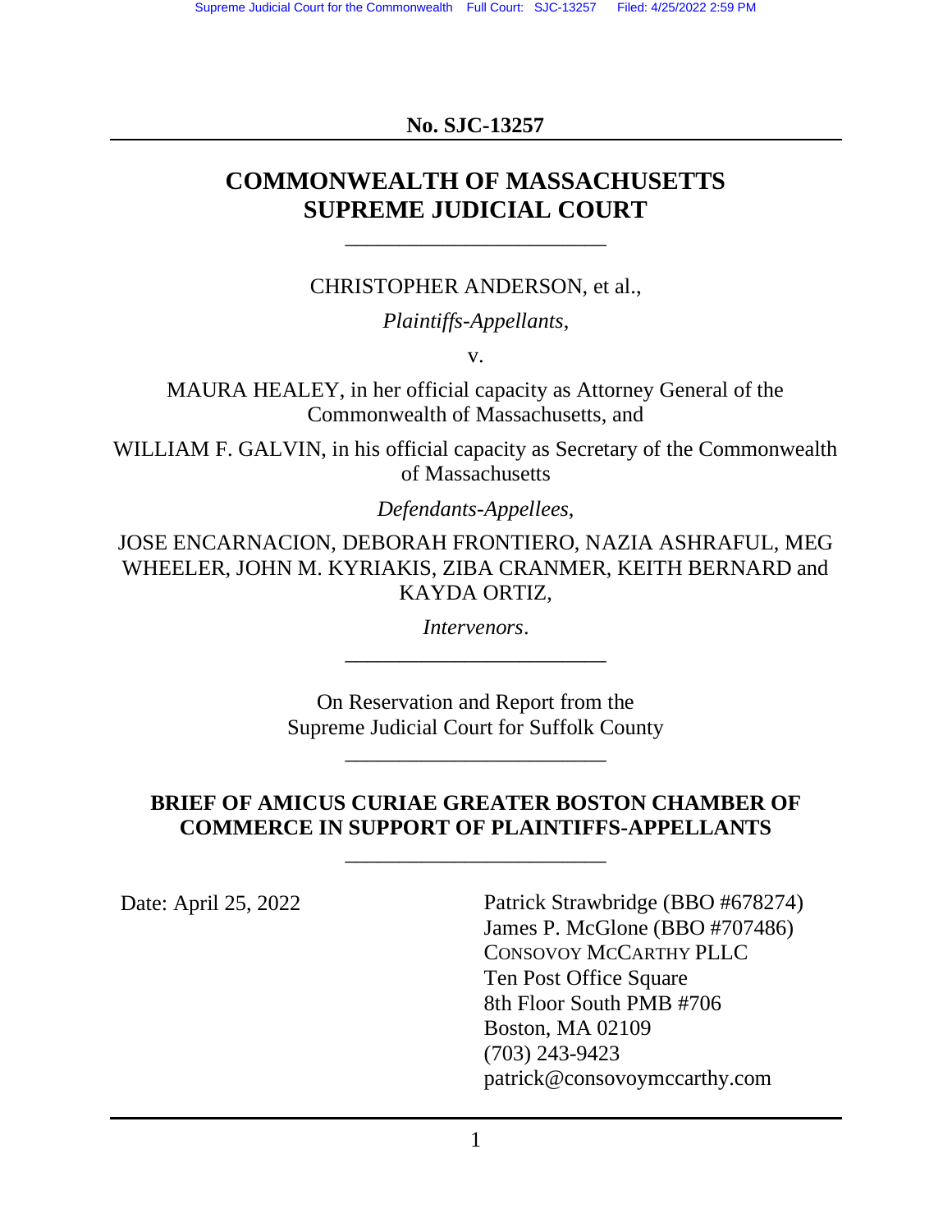Supreme Judicial Court for the Commonwealth Full Court: SJC-13257 Filed: 4/25/2022 2:59 PM

**No. SJC-13257**

# COMMONWEALTH OF MASSACHUSETTS SUPREME JUDICIAL COURT

---

CHRISTOPHER ANDERSON, et al.,

*Plaintiffs-Appellants*,

v.

MAURA HEALEY, in her official capacity as Attorney General of the Commonwealth of Massachusetts, and

WILLIAM F. GALVIN, in his official capacity as Secretary of the Commonwealth of Massachusetts

*Defendants-Appellees*,

JOSE ENCARNACION, DEBORAH FRONTIERO, NAZIA ASHRAFUL, MEG WHEELER, JOHN M. KYRIAKIS, ZIBA CRANMER, KEITH BERNARD and KAYDA ORTIZ,

*Intervenors*.

---

On Reservation and Report from the Supreme Judicial Court for Suffolk County

---

**BRIEF OF AMICUS CURIAE GREATER BOSTON CHAMBER OF COMMERCE IN SUPPORT OF PLAINTIFFS-APPELLANTS**

---

Date: April 25, 2022

Patrick Strawbridge (BBO #678274)
James P. McGlone (BBO #707486)
CONSOVOY MCCARTHY PLLC
Ten Post Office Square
8th Floor South PMB #706
Boston, MA 02109
(703) 243-9423
patrick@consovoymccarthy.com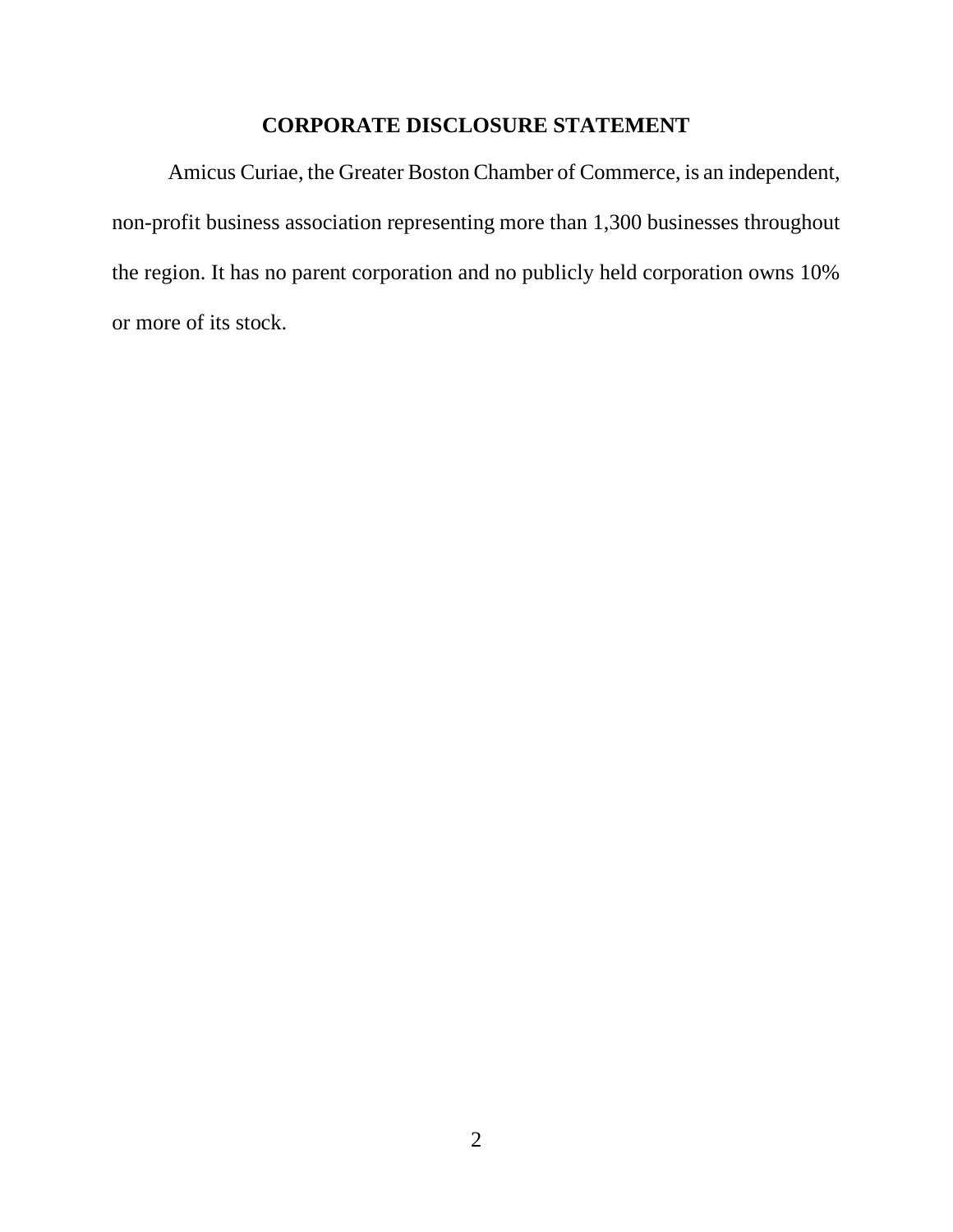## CORPORATE DISCLOSURE STATEMENT

Amicus Curiae, the Greater Boston Chamber of Commerce, is an independent, non-profit business association representing more than 1,300 businesses throughout the region. It has no parent corporation and no publicly held corporation owns 10% or more of its stock.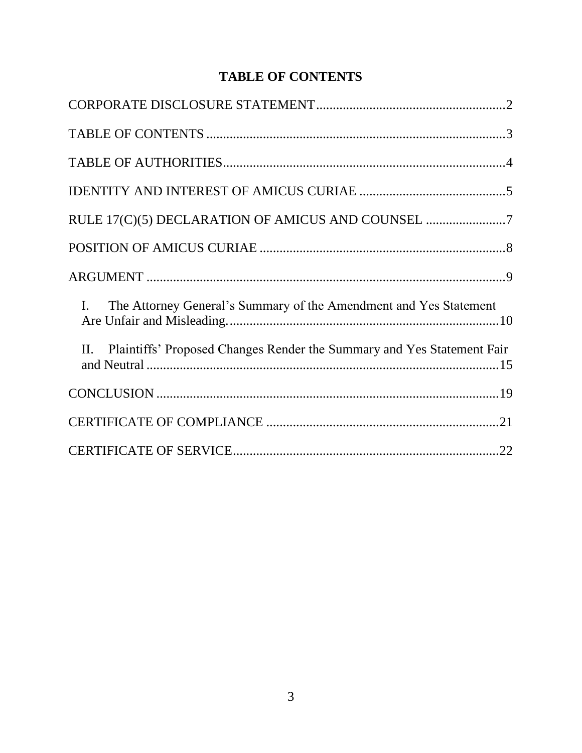# TABLE OF CONTENTS

CORPORATE DISCLOSURE STATEMENT........................................................2

TABLE OF CONTENTS..........................................................................................3

TABLE OF AUTHORITIES....................................................................................4

IDENTITY AND INTEREST OF AMICUS CURIAE ............................................5

RULE 17(C)(5) DECLARATION OF AMICUS AND COUNSEL ........................7

POSITION OF AMICUS CURIAE ..........................................................................8

ARGUMENT ............................................................................................................9

I. The Attorney General's Summary of the Amendment and Yes Statement Are Unfair and Misleading..................................................................................10

II. Plaintiffs' Proposed Changes Render the Summary and Yes Statement Fair and Neutral ..........................................................................................................15

CONCLUSION ......................................................................................................19

CERTIFICATE OF COMPLIANCE .....................................................................21

CERTIFICATE OF SERVICE................................................................................22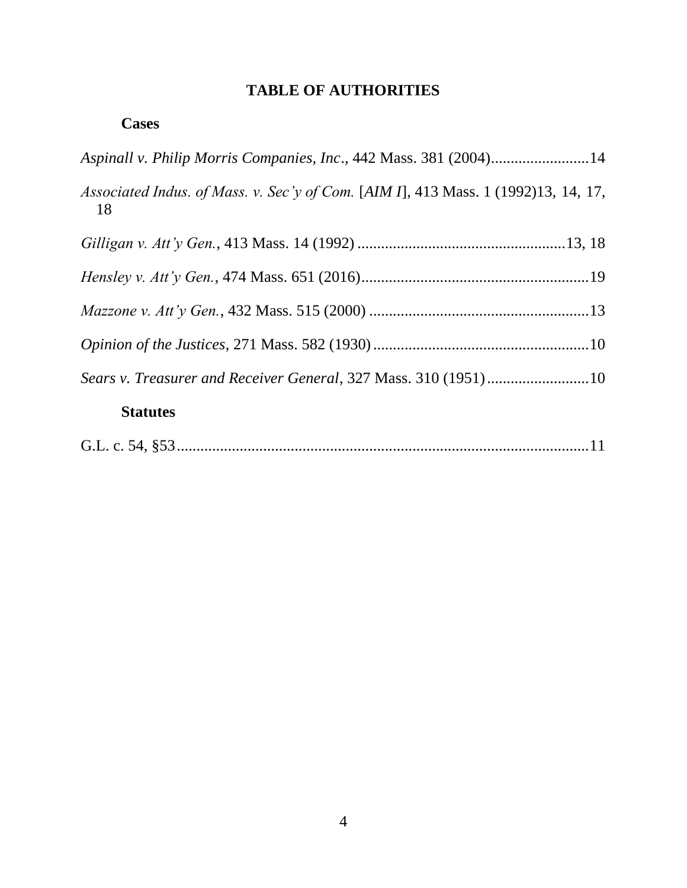# TABLE OF AUTHORITIES

## Cases

*Aspinall v. Philip Morris Companies, Inc*., 442 Mass. 381 (2004)........................14

*Associated Indus. of Mass. v. Sec'y of Com.* [*AIM I*], 413 Mass. 1 (1992)13, 14, 17, 18

*Gilligan v. Att'y Gen.*, 413 Mass. 14 (1992) ....................................................13, 18

*Hensley v. Att'y Gen.*, 474 Mass. 651 (2016).........................................................19

*Mazzone v. Att'y Gen.*, 432 Mass. 515 (2000) .......................................................13

*Opinion of the Justices*, 271 Mass. 582 (1930).......................................................10

*Sears v. Treasurer and Receiver General*, 327 Mass. 310 (1951)..........................10

## Statutes

G.L. c. 54, §53.........................................................................................................11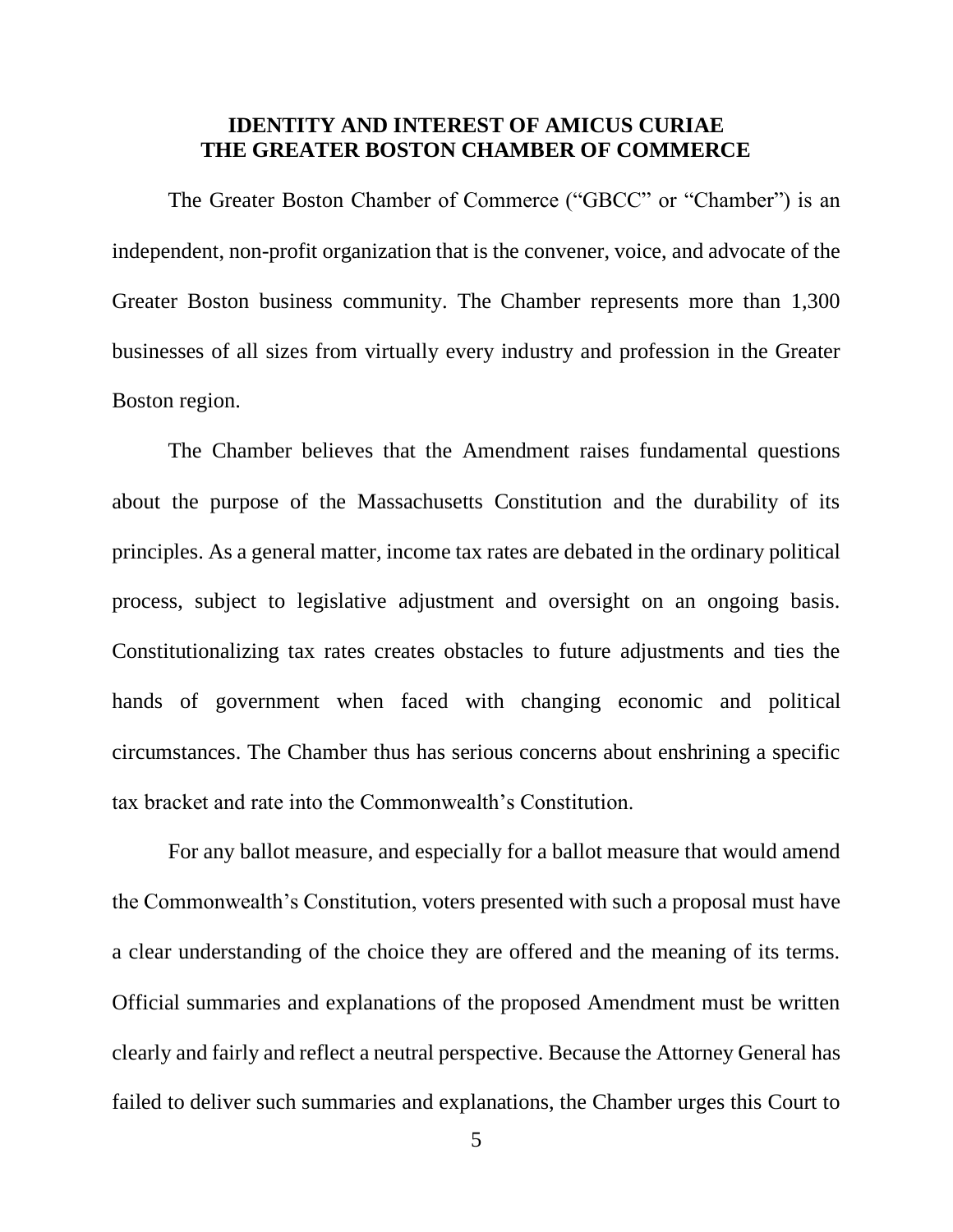## IDENTITY AND INTEREST OF AMICUS CURIAE THE GREATER BOSTON CHAMBER OF COMMERCE

The Greater Boston Chamber of Commerce ("GBCC" or "Chamber") is an independent, non-profit organization that is the convener, voice, and advocate of the Greater Boston business community. The Chamber represents more than 1,300 businesses of all sizes from virtually every industry and profession in the Greater Boston region.

The Chamber believes that the Amendment raises fundamental questions about the purpose of the Massachusetts Constitution and the durability of its principles. As a general matter, income tax rates are debated in the ordinary political process, subject to legislative adjustment and oversight on an ongoing basis. Constitutionalizing tax rates creates obstacles to future adjustments and ties the hands of government when faced with changing economic and political circumstances. The Chamber thus has serious concerns about enshrining a specific tax bracket and rate into the Commonwealth's Constitution.

For any ballot measure, and especially for a ballot measure that would amend the Commonwealth's Constitution, voters presented with such a proposal must have a clear understanding of the choice they are offered and the meaning of its terms. Official summaries and explanations of the proposed Amendment must be written clearly and fairly and reflect a neutral perspective. Because the Attorney General has failed to deliver such summaries and explanations, the Chamber urges this Court to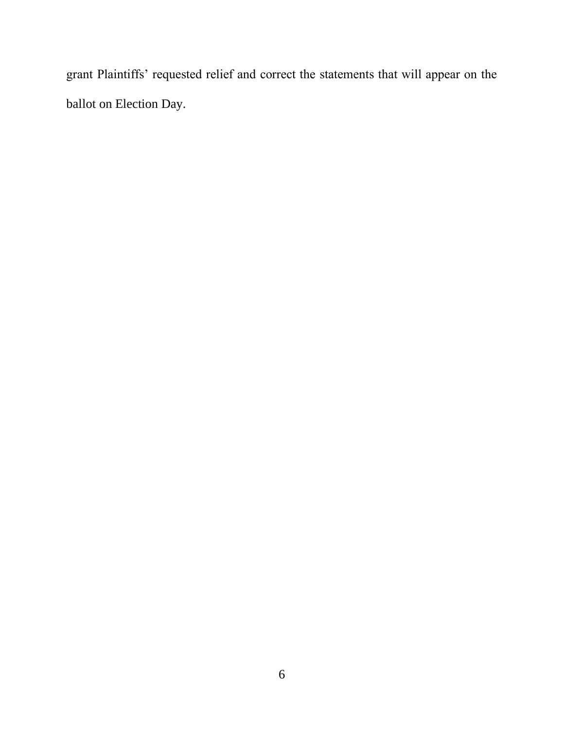grant Plaintiffs' requested relief and correct the statements that will appear on the ballot on Election Day.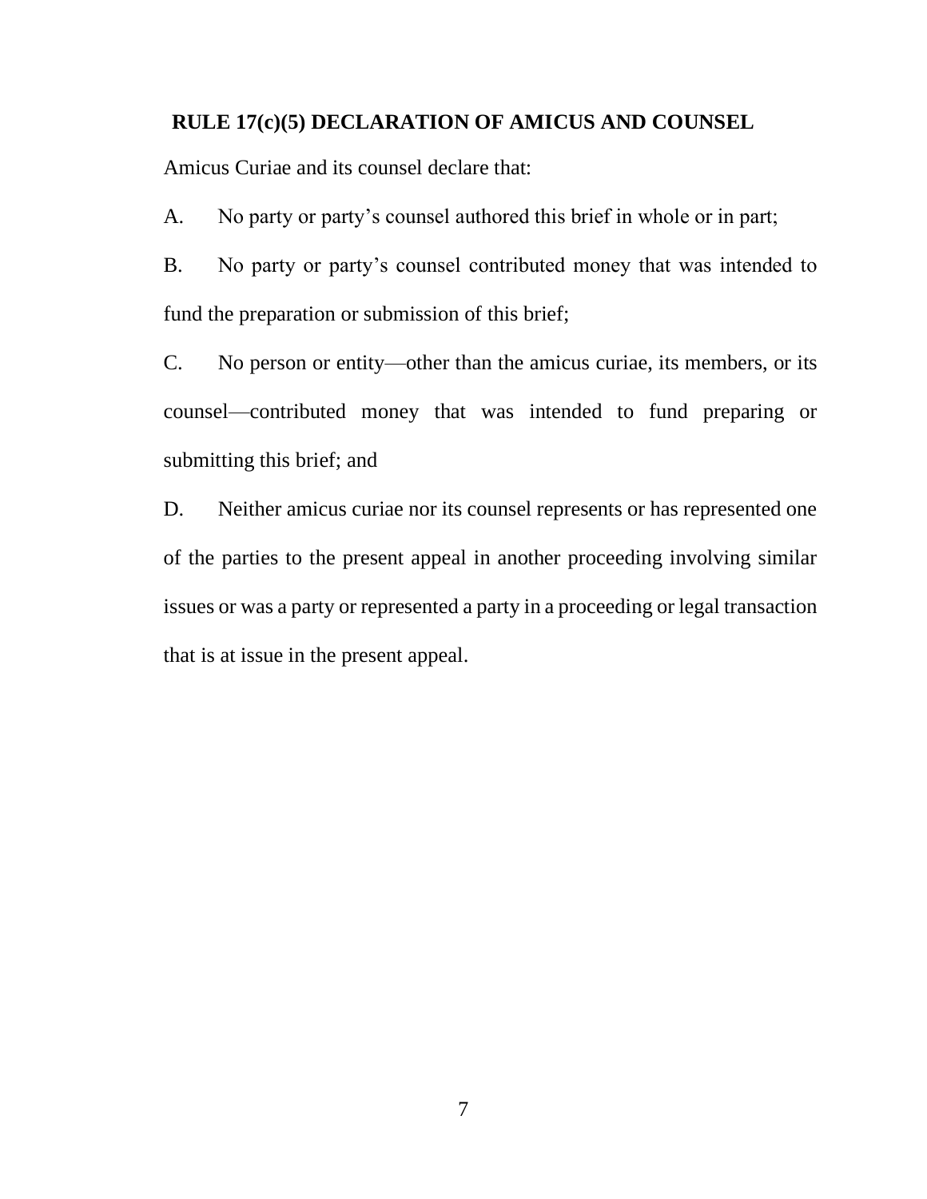## RULE 17(c)(5) DECLARATION OF AMICUS AND COUNSEL

Amicus Curiae and its counsel declare that:

A. No party or party's counsel authored this brief in whole or in part;

B. No party or party's counsel contributed money that was intended to fund the preparation or submission of this brief;

C. No person or entity—other than the amicus curiae, its members, or its counsel—contributed money that was intended to fund preparing or submitting this brief; and

D. Neither amicus curiae nor its counsel represents or has represented one of the parties to the present appeal in another proceeding involving similar issues or was a party or represented a party in a proceeding or legal transaction that is at issue in the present appeal.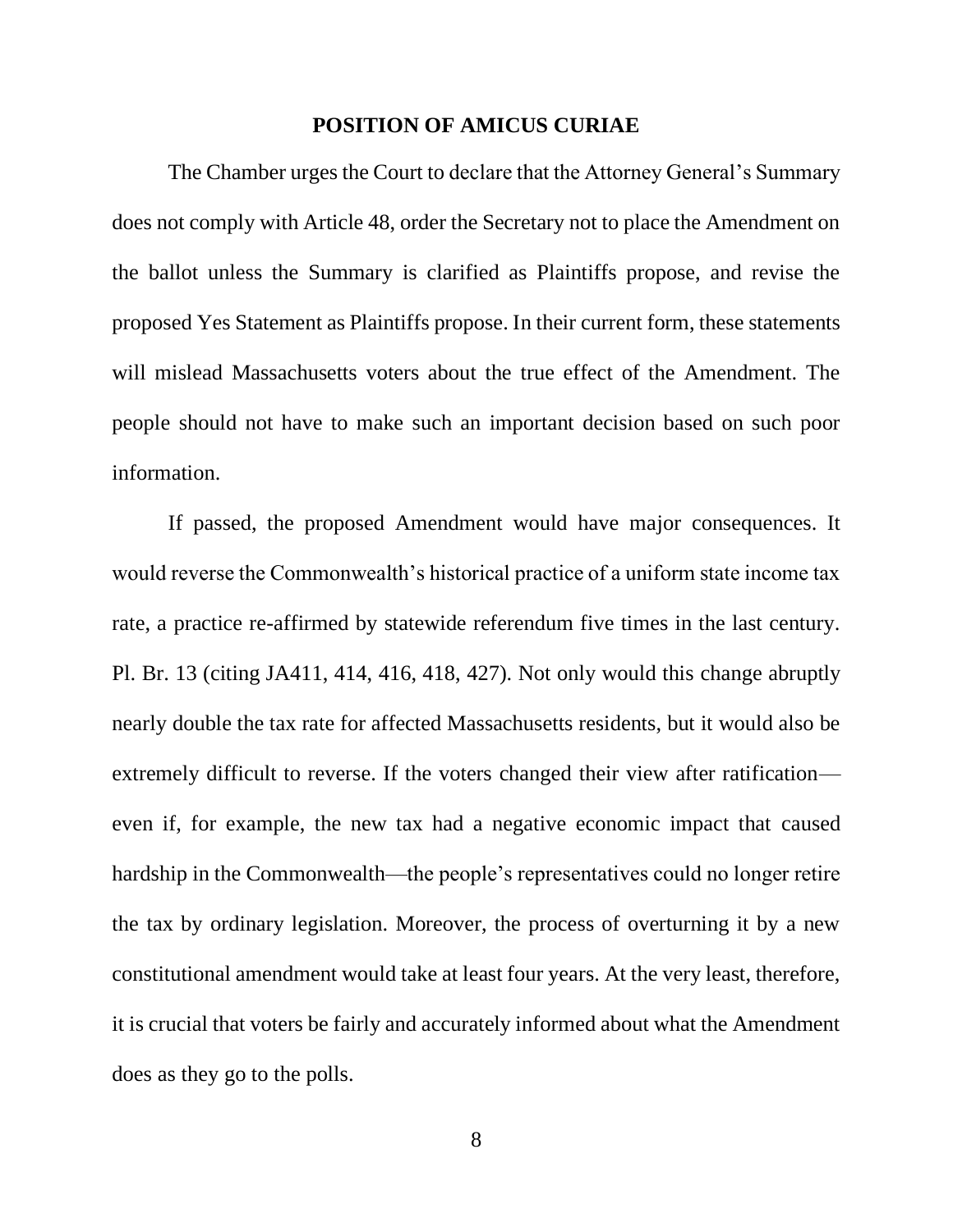## POSITION OF AMICUS CURIAE

The Chamber urges the Court to declare that the Attorney General's Summary does not comply with Article 48, order the Secretary not to place the Amendment on the ballot unless the Summary is clarified as Plaintiffs propose, and revise the proposed Yes Statement as Plaintiffs propose. In their current form, these statements will mislead Massachusetts voters about the true effect of the Amendment. The people should not have to make such an important decision based on such poor information.

If passed, the proposed Amendment would have major consequences. It would reverse the Commonwealth's historical practice of a uniform state income tax rate, a practice re-affirmed by statewide referendum five times in the last century. Pl. Br. 13 (citing JA411, 414, 416, 418, 427). Not only would this change abruptly nearly double the tax rate for affected Massachusetts residents, but it would also be extremely difficult to reverse. If the voters changed their view after ratification—even if, for example, the new tax had a negative economic impact that caused hardship in the Commonwealth—the people's representatives could no longer retire the tax by ordinary legislation. Moreover, the process of overturning it by a new constitutional amendment would take at least four years. At the very least, therefore, it is crucial that voters be fairly and accurately informed about what the Amendment does as they go to the polls.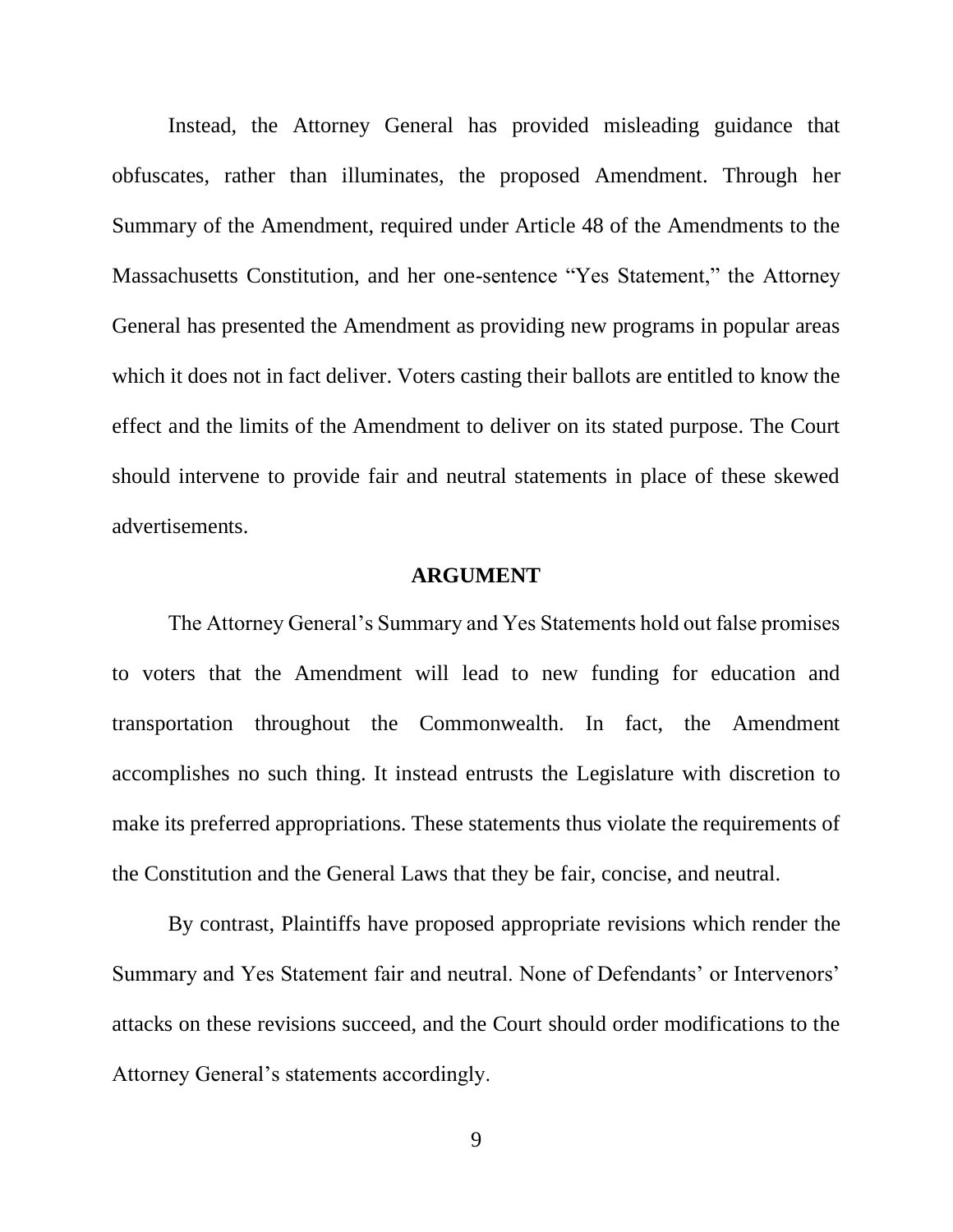Instead, the Attorney General has provided misleading guidance that obfuscates, rather than illuminates, the proposed Amendment. Through her Summary of the Amendment, required under Article 48 of the Amendments to the Massachusetts Constitution, and her one-sentence "Yes Statement," the Attorney General has presented the Amendment as providing new programs in popular areas which it does not in fact deliver. Voters casting their ballots are entitled to know the effect and the limits of the Amendment to deliver on its stated purpose. The Court should intervene to provide fair and neutral statements in place of these skewed advertisements.

## ARGUMENT

The Attorney General's Summary and Yes Statements hold out false promises to voters that the Amendment will lead to new funding for education and transportation throughout the Commonwealth. In fact, the Amendment accomplishes no such thing. It instead entrusts the Legislature with discretion to make its preferred appropriations. These statements thus violate the requirements of the Constitution and the General Laws that they be fair, concise, and neutral.

By contrast, Plaintiffs have proposed appropriate revisions which render the Summary and Yes Statement fair and neutral. None of Defendants' or Intervenors' attacks on these revisions succeed, and the Court should order modifications to the Attorney General's statements accordingly.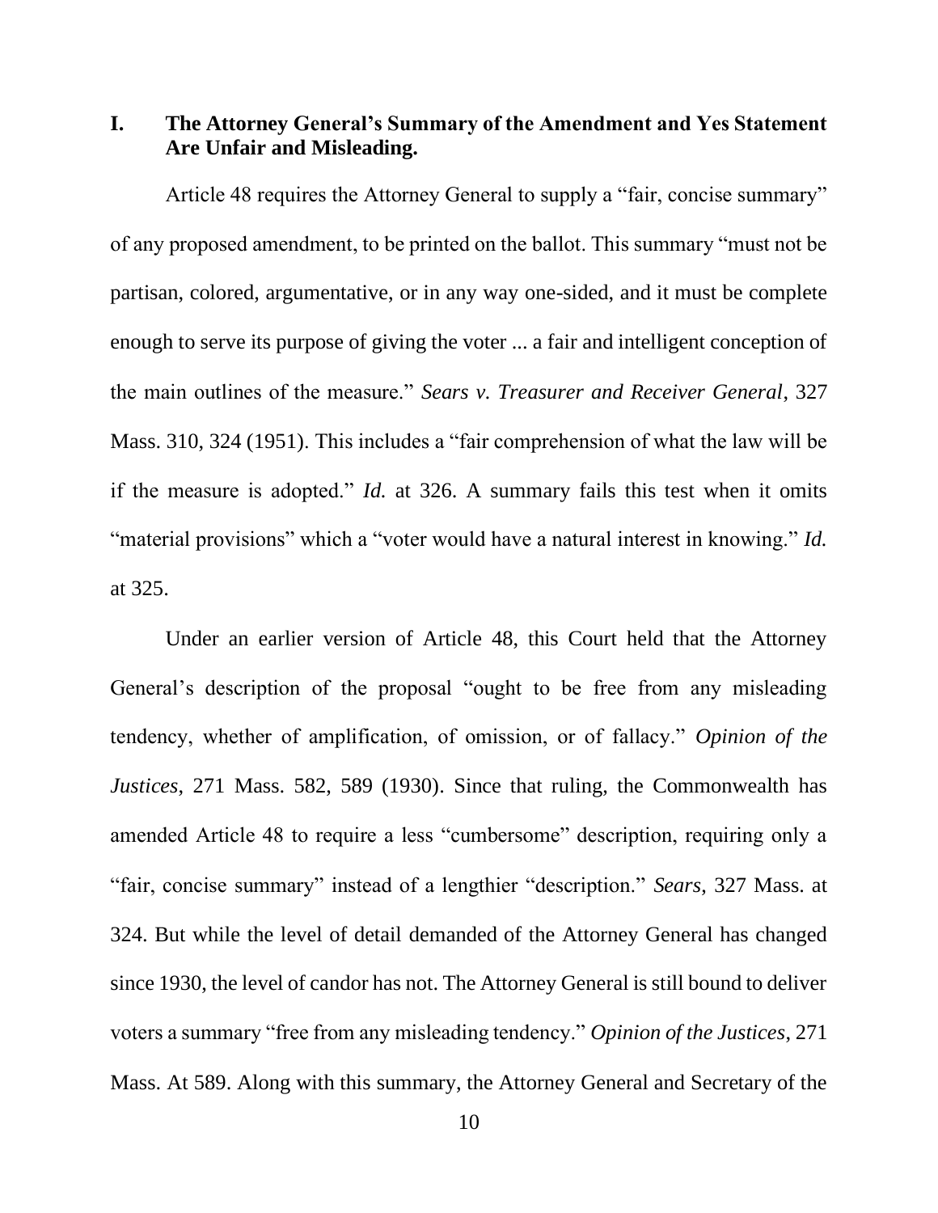## I. The Attorney General's Summary of the Amendment and Yes Statement Are Unfair and Misleading.

Article 48 requires the Attorney General to supply a "fair, concise summary" of any proposed amendment, to be printed on the ballot. This summary "must not be partisan, colored, argumentative, or in any way one-sided, and it must be complete enough to serve its purpose of giving the voter ... a fair and intelligent conception of the main outlines of the measure." *Sears v. Treasurer and Receiver General*, 327 Mass. 310, 324 (1951). This includes a "fair comprehension of what the law will be if the measure is adopted." *Id.* at 326. A summary fails this test when it omits "material provisions" which a "voter would have a natural interest in knowing." *Id.* at 325.

Under an earlier version of Article 48, this Court held that the Attorney General's description of the proposal "ought to be free from any misleading tendency, whether of amplification, of omission, or of fallacy." *Opinion of the Justices*, 271 Mass. 582, 589 (1930). Since that ruling, the Commonwealth has amended Article 48 to require a less "cumbersome" description, requiring only a "fair, concise summary" instead of a lengthier "description." *Sears*, 327 Mass. at 324. But while the level of detail demanded of the Attorney General has changed since 1930, the level of candor has not. The Attorney General is still bound to deliver voters a summary "free from any misleading tendency." *Opinion of the Justices*, 271 Mass. At 589. Along with this summary, the Attorney General and Secretary of the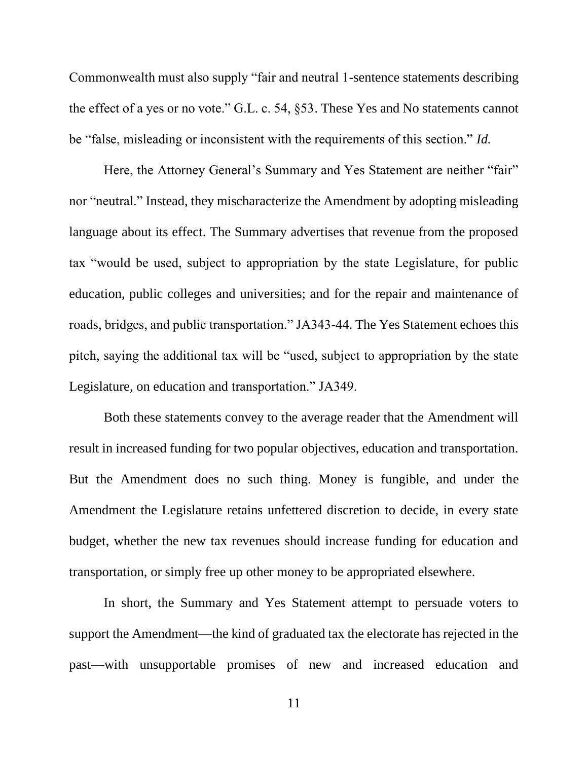Commonwealth must also supply "fair and neutral 1-sentence statements describing the effect of a yes or no vote." G.L. c. 54, §53. These Yes and No statements cannot be "false, misleading or inconsistent with the requirements of this section." *Id.*

Here, the Attorney General's Summary and Yes Statement are neither "fair" nor "neutral." Instead, they mischaracterize the Amendment by adopting misleading language about its effect. The Summary advertises that revenue from the proposed tax "would be used, subject to appropriation by the state Legislature, for public education, public colleges and universities; and for the repair and maintenance of roads, bridges, and public transportation." JA343-44. The Yes Statement echoes this pitch, saying the additional tax will be "used, subject to appropriation by the state Legislature, on education and transportation." JA349.

Both these statements convey to the average reader that the Amendment will result in increased funding for two popular objectives, education and transportation. But the Amendment does no such thing. Money is fungible, and under the Amendment the Legislature retains unfettered discretion to decide, in every state budget, whether the new tax revenues should increase funding for education and transportation, or simply free up other money to be appropriated elsewhere.

In short, the Summary and Yes Statement attempt to persuade voters to support the Amendment—the kind of graduated tax the electorate has rejected in the past—with unsupportable promises of new and increased education and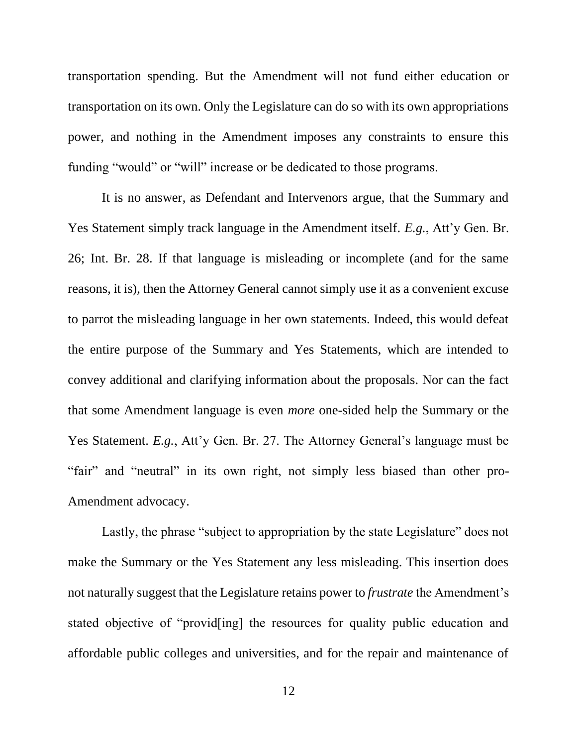transportation spending. But the Amendment will not fund either education or transportation on its own. Only the Legislature can do so with its own appropriations power, and nothing in the Amendment imposes any constraints to ensure this funding "would" or "will" increase or be dedicated to those programs.

It is no answer, as Defendant and Intervenors argue, that the Summary and Yes Statement simply track language in the Amendment itself. *E.g.*, Att'y Gen. Br. 26; Int. Br. 28. If that language is misleading or incomplete (and for the same reasons, it is), then the Attorney General cannot simply use it as a convenient excuse to parrot the misleading language in her own statements. Indeed, this would defeat the entire purpose of the Summary and Yes Statements, which are intended to convey additional and clarifying information about the proposals. Nor can the fact that some Amendment language is even *more* one-sided help the Summary or the Yes Statement. *E.g.*, Att'y Gen. Br. 27. The Attorney General's language must be "fair" and "neutral" in its own right, not simply less biased than other pro-Amendment advocacy.

Lastly, the phrase "subject to appropriation by the state Legislature" does not make the Summary or the Yes Statement any less misleading. This insertion does not naturally suggest that the Legislature retains power to *frustrate* the Amendment's stated objective of "provid[ing] the resources for quality public education and affordable public colleges and universities, and for the repair and maintenance of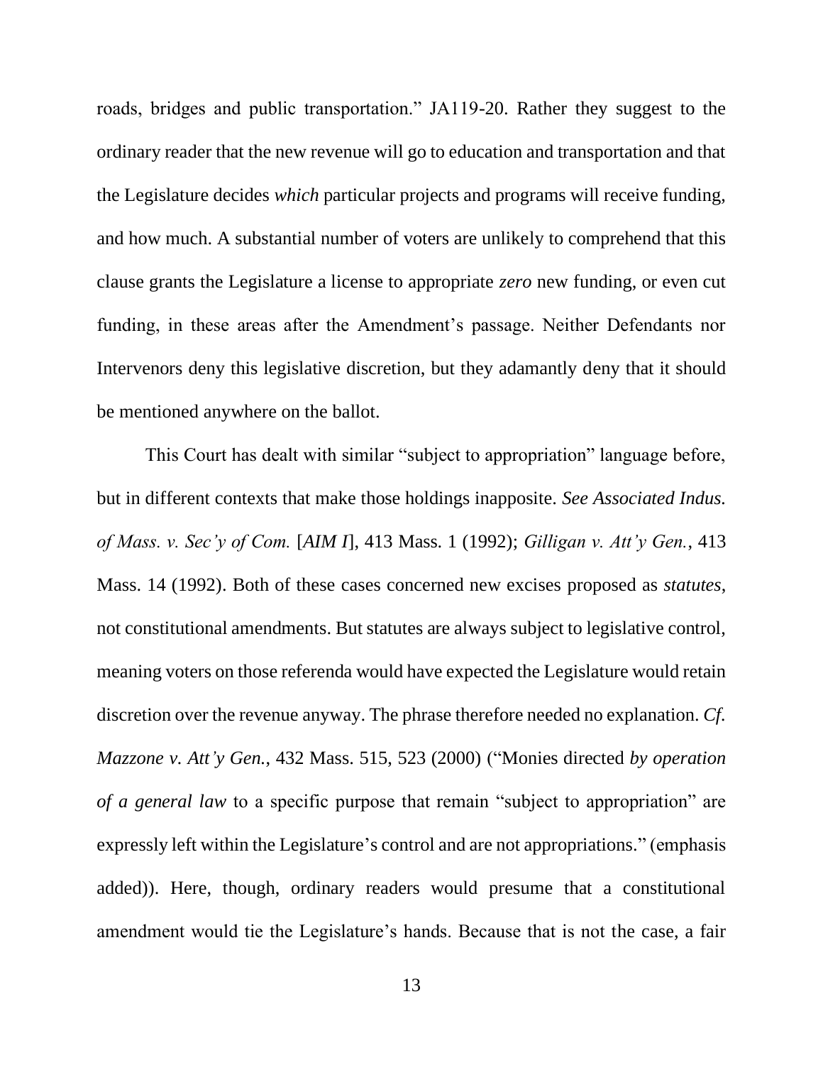roads, bridges and public transportation." JA119-20. Rather they suggest to the ordinary reader that the new revenue will go to education and transportation and that the Legislature decides *which* particular projects and programs will receive funding, and how much. A substantial number of voters are unlikely to comprehend that this clause grants the Legislature a license to appropriate *zero* new funding, or even cut funding, in these areas after the Amendment's passage. Neither Defendants nor Intervenors deny this legislative discretion, but they adamantly deny that it should be mentioned anywhere on the ballot.

This Court has dealt with similar "subject to appropriation" language before, but in different contexts that make those holdings inapposite. *See Associated Indus. of Mass. v. Sec'y of Com.* [*AIM I*], 413 Mass. 1 (1992); *Gilligan v. Att'y Gen.*, 413 Mass. 14 (1992). Both of these cases concerned new excises proposed as *statutes*, not constitutional amendments. But statutes are always subject to legislative control, meaning voters on those referenda would have expected the Legislature would retain discretion over the revenue anyway. The phrase therefore needed no explanation. *Cf. Mazzone v. Att'y Gen.*, 432 Mass. 515, 523 (2000) ("Monies directed *by operation of a general law* to a specific purpose that remain "subject to appropriation" are expressly left within the Legislature's control and are not appropriations." (emphasis added)). Here, though, ordinary readers would presume that a constitutional amendment would tie the Legislature's hands. Because that is not the case, a fair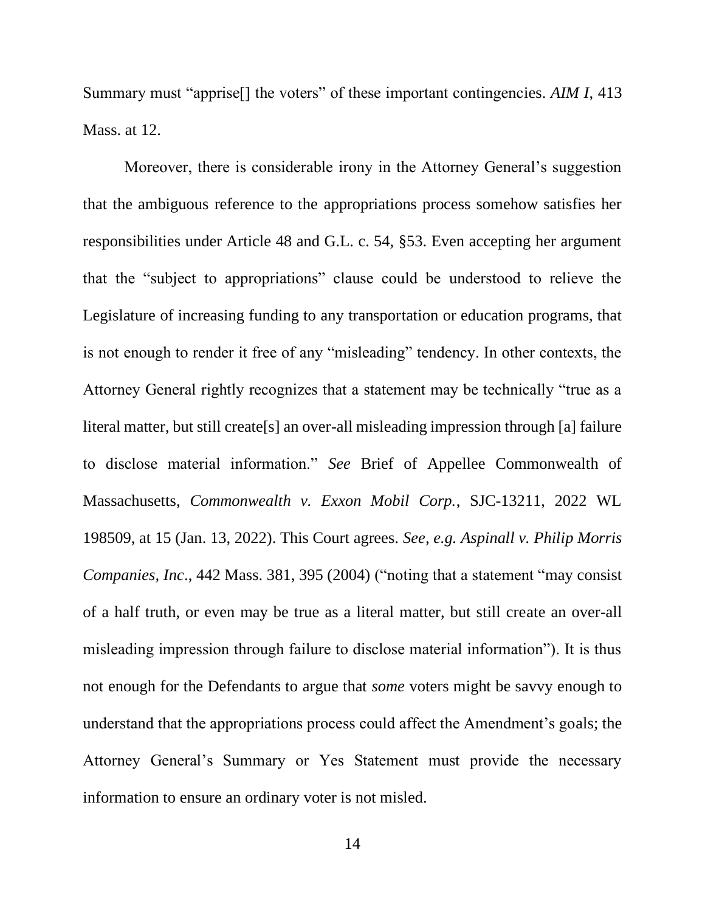Summary must "apprise[] the voters" of these important contingencies. *AIM I*, 413 Mass. at 12.

Moreover, there is considerable irony in the Attorney General's suggestion that the ambiguous reference to the appropriations process somehow satisfies her responsibilities under Article 48 and G.L. c. 54, §53. Even accepting her argument that the "subject to appropriations" clause could be understood to relieve the Legislature of increasing funding to any transportation or education programs, that is not enough to render it free of any "misleading" tendency. In other contexts, the Attorney General rightly recognizes that a statement may be technically "true as a literal matter, but still create[s] an over-all misleading impression through [a] failure to disclose material information." *See* Brief of Appellee Commonwealth of Massachusetts, *Commonwealth v. Exxon Mobil Corp.*, SJC-13211, 2022 WL 198509, at 15 (Jan. 13, 2022). This Court agrees. *See, e.g. Aspinall v. Philip Morris Companies, Inc*., 442 Mass. 381, 395 (2004) ("noting that a statement "may consist of a half truth, or even may be true as a literal matter, but still create an over-all misleading impression through failure to disclose material information"). It is thus not enough for the Defendants to argue that *some* voters might be savvy enough to understand that the appropriations process could affect the Amendment's goals; the Attorney General's Summary or Yes Statement must provide the necessary information to ensure an ordinary voter is not misled.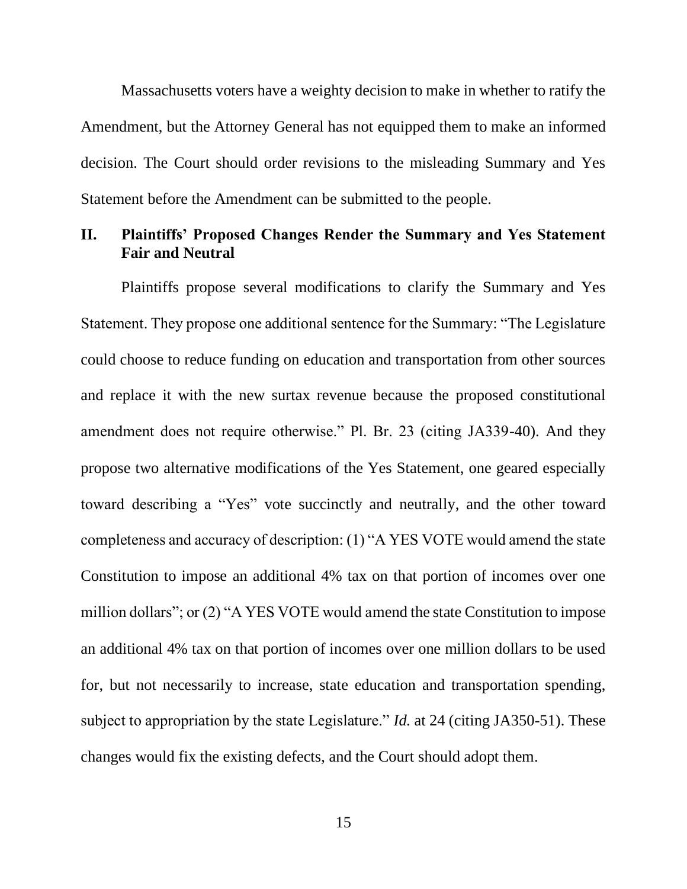Massachusetts voters have a weighty decision to make in whether to ratify the Amendment, but the Attorney General has not equipped them to make an informed decision. The Court should order revisions to the misleading Summary and Yes Statement before the Amendment can be submitted to the people.

## II. Plaintiffs' Proposed Changes Render the Summary and Yes Statement Fair and Neutral

Plaintiffs propose several modifications to clarify the Summary and Yes Statement. They propose one additional sentence for the Summary: "The Legislature could choose to reduce funding on education and transportation from other sources and replace it with the new surtax revenue because the proposed constitutional amendment does not require otherwise." Pl. Br. 23 (citing JA339-40). And they propose two alternative modifications of the Yes Statement, one geared especially toward describing a "Yes" vote succinctly and neutrally, and the other toward completeness and accuracy of description: (1) "A YES VOTE would amend the state Constitution to impose an additional 4% tax on that portion of incomes over one million dollars"; or (2) "A YES VOTE would amend the state Constitution to impose an additional 4% tax on that portion of incomes over one million dollars to be used for, but not necessarily to increase, state education and transportation spending, subject to appropriation by the state Legislature." *Id.* at 24 (citing JA350-51). These changes would fix the existing defects, and the Court should adopt them.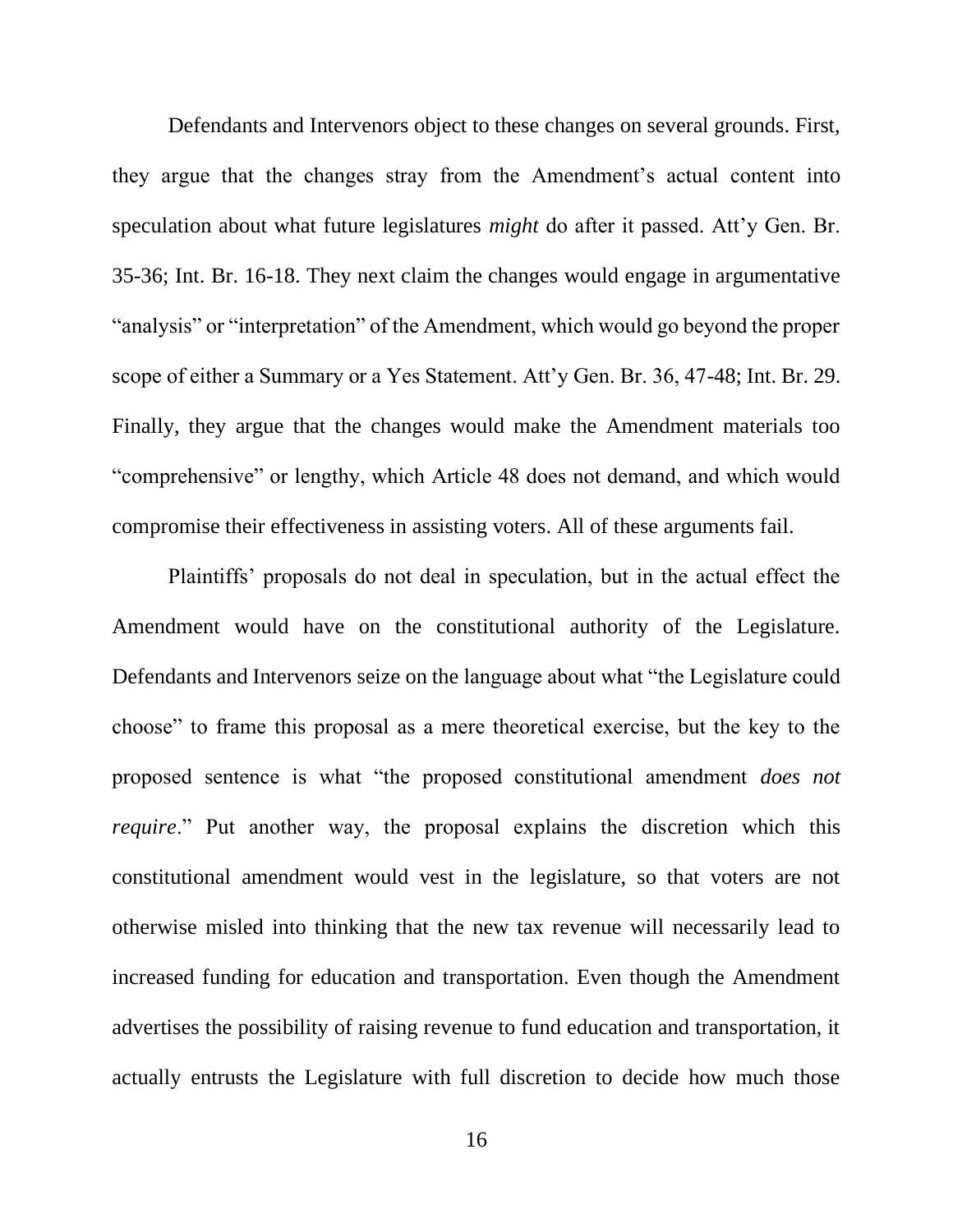Defendants and Intervenors object to these changes on several grounds. First, they argue that the changes stray from the Amendment's actual content into speculation about what future legislatures *might* do after it passed. Att'y Gen. Br. 35-36; Int. Br. 16-18. They next claim the changes would engage in argumentative "analysis" or "interpretation" of the Amendment, which would go beyond the proper scope of either a Summary or a Yes Statement. Att'y Gen. Br. 36, 47-48; Int. Br. 29. Finally, they argue that the changes would make the Amendment materials too "comprehensive" or lengthy, which Article 48 does not demand, and which would compromise their effectiveness in assisting voters. All of these arguments fail.

Plaintiffs' proposals do not deal in speculation, but in the actual effect the Amendment would have on the constitutional authority of the Legislature. Defendants and Intervenors seize on the language about what "the Legislature could choose" to frame this proposal as a mere theoretical exercise, but the key to the proposed sentence is what "the proposed constitutional amendment *does not require*." Put another way, the proposal explains the discretion which this constitutional amendment would vest in the legislature, so that voters are not otherwise misled into thinking that the new tax revenue will necessarily lead to increased funding for education and transportation. Even though the Amendment advertises the possibility of raising revenue to fund education and transportation, it actually entrusts the Legislature with full discretion to decide how much those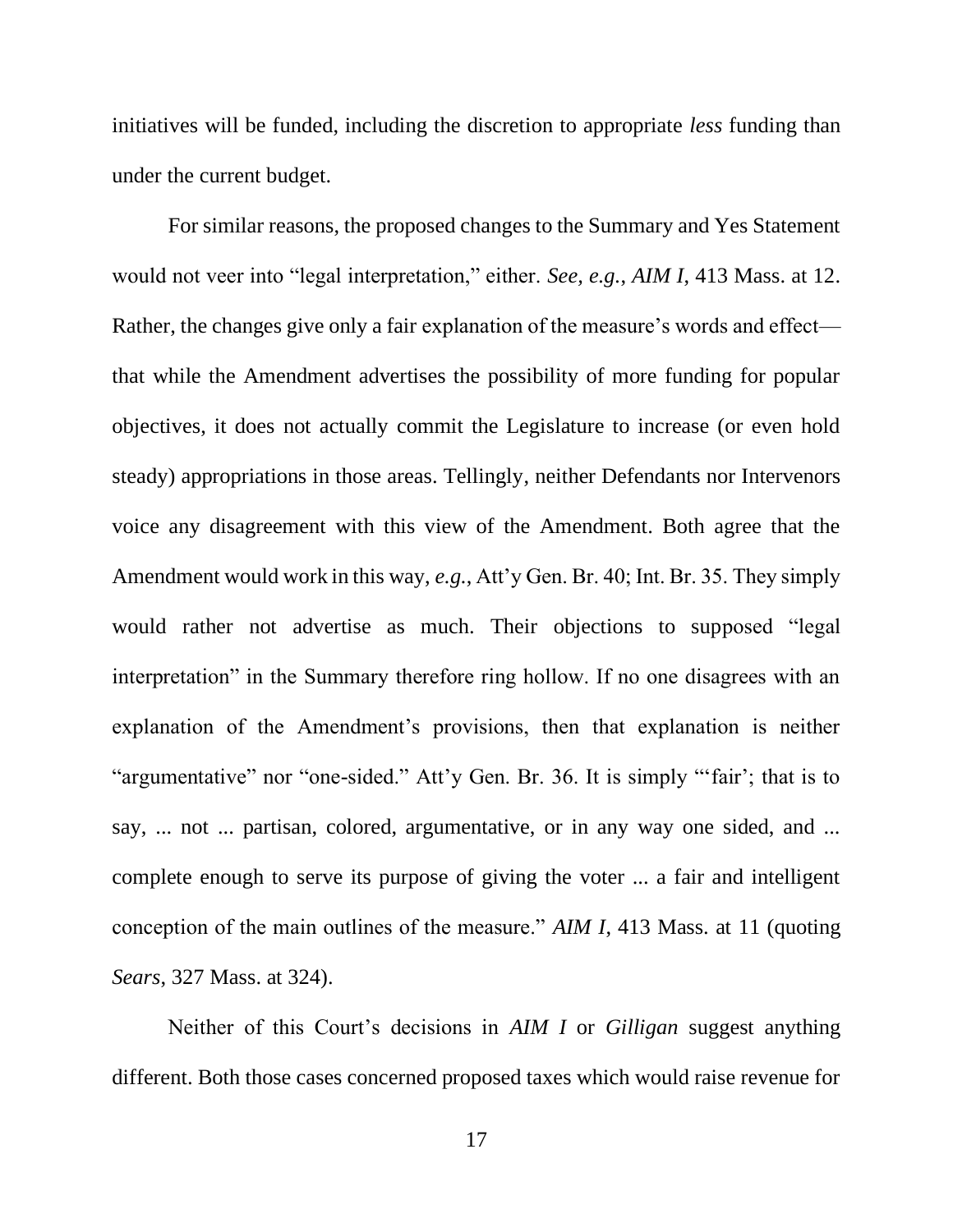initiatives will be funded, including the discretion to appropriate *less* funding than under the current budget.

For similar reasons, the proposed changes to the Summary and Yes Statement would not veer into "legal interpretation," either. *See, e.g.*, *AIM I*, 413 Mass. at 12. Rather, the changes give only a fair explanation of the measure's words and effect—that while the Amendment advertises the possibility of more funding for popular objectives, it does not actually commit the Legislature to increase (or even hold steady) appropriations in those areas. Tellingly, neither Defendants nor Intervenors voice any disagreement with this view of the Amendment. Both agree that the Amendment would work in this way, *e.g.*, Att'y Gen. Br. 40; Int. Br. 35. They simply would rather not advertise as much. Their objections to supposed "legal interpretation" in the Summary therefore ring hollow. If no one disagrees with an explanation of the Amendment's provisions, then that explanation is neither "argumentative" nor "one-sided." Att'y Gen. Br. 36. It is simply "'fair'; that is to say, ... not ... partisan, colored, argumentative, or in any way one sided, and ... complete enough to serve its purpose of giving the voter ... a fair and intelligent conception of the main outlines of the measure." *AIM I*, 413 Mass. at 11 (quoting *Sears*, 327 Mass. at 324).

Neither of this Court's decisions in *AIM I* or *Gilligan* suggest anything different. Both those cases concerned proposed taxes which would raise revenue for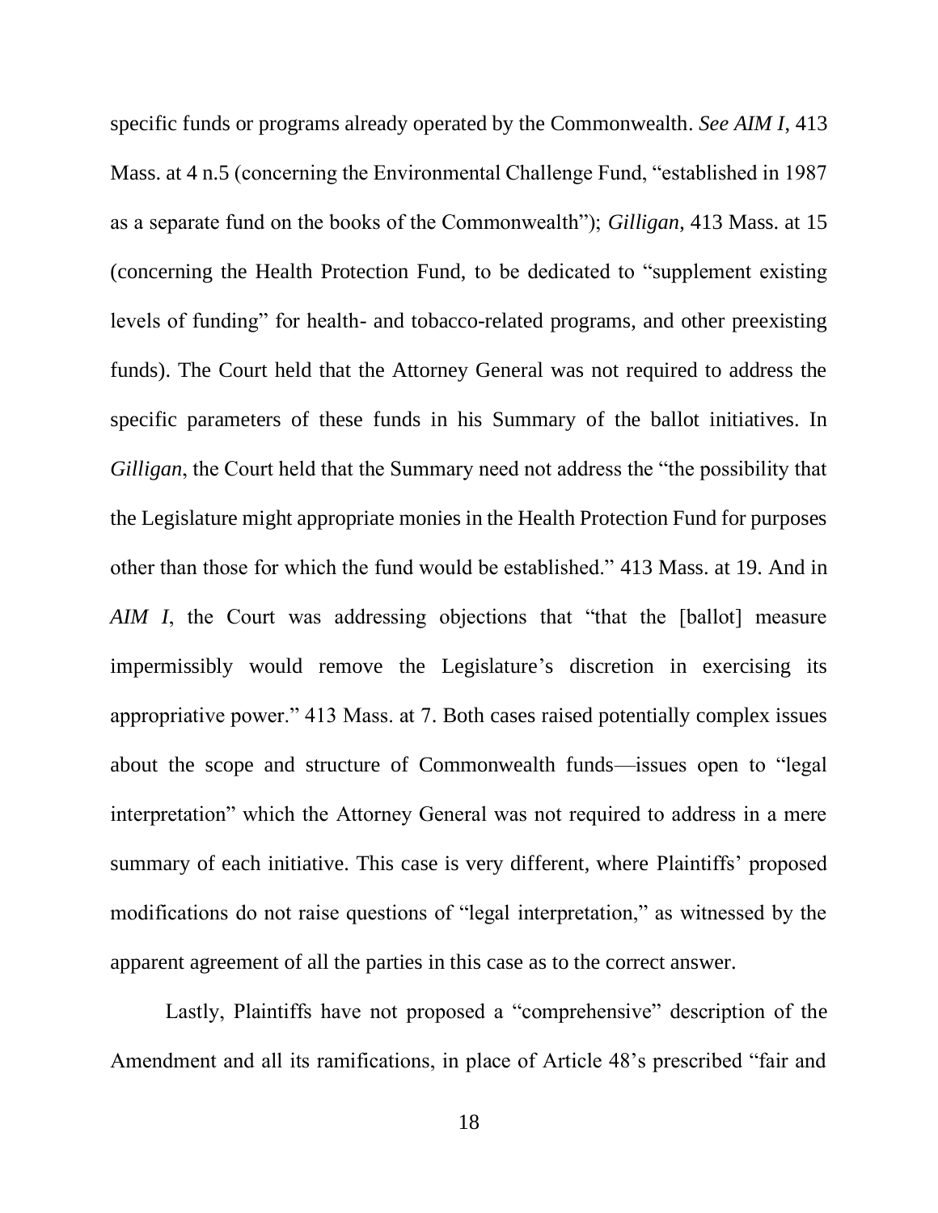specific funds or programs already operated by the Commonwealth. *See AIM I*, 413 Mass. at 4 n.5 (concerning the Environmental Challenge Fund, "established in 1987 as a separate fund on the books of the Commonwealth"); *Gilligan*, 413 Mass. at 15 (concerning the Health Protection Fund, to be dedicated to "supplement existing levels of funding" for health- and tobacco-related programs, and other preexisting funds). The Court held that the Attorney General was not required to address the specific parameters of these funds in his Summary of the ballot initiatives. In *Gilligan*, the Court held that the Summary need not address the "the possibility that the Legislature might appropriate monies in the Health Protection Fund for purposes other than those for which the fund would be established." 413 Mass. at 19. And in *AIM I*, the Court was addressing objections that "that the [ballot] measure impermissibly would remove the Legislature's discretion in exercising its appropriative power." 413 Mass. at 7. Both cases raised potentially complex issues about the scope and structure of Commonwealth funds—issues open to "legal interpretation" which the Attorney General was not required to address in a mere summary of each initiative. This case is very different, where Plaintiffs' proposed modifications do not raise questions of "legal interpretation," as witnessed by the apparent agreement of all the parties in this case as to the correct answer.

Lastly, Plaintiffs have not proposed a "comprehensive" description of the Amendment and all its ramifications, in place of Article 48's prescribed "fair and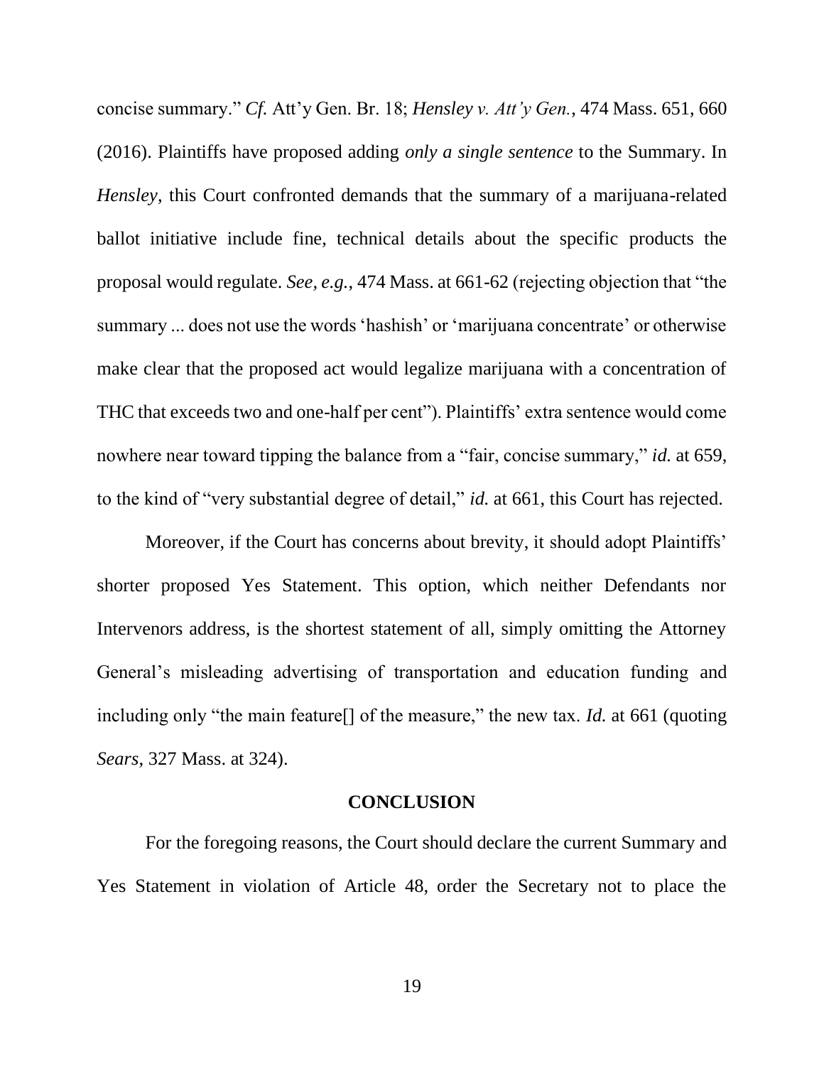concise summary." *Cf.* Att'y Gen. Br. 18; *Hensley v. Att'y Gen.*, 474 Mass. 651, 660 (2016). Plaintiffs have proposed adding *only a single sentence* to the Summary. In *Hensley*, this Court confronted demands that the summary of a marijuana-related ballot initiative include fine, technical details about the specific products the proposal would regulate. *See, e.g.*, 474 Mass. at 661-62 (rejecting objection that "the summary ... does not use the words 'hashish' or 'marijuana concentrate' or otherwise make clear that the proposed act would legalize marijuana with a concentration of THC that exceeds two and one-half per cent"). Plaintiffs' extra sentence would come nowhere near toward tipping the balance from a "fair, concise summary," *id.* at 659, to the kind of "very substantial degree of detail," *id.* at 661, this Court has rejected.

Moreover, if the Court has concerns about brevity, it should adopt Plaintiffs' shorter proposed Yes Statement. This option, which neither Defendants nor Intervenors address, is the shortest statement of all, simply omitting the Attorney General's misleading advertising of transportation and education funding and including only "the main feature[] of the measure," the new tax. *Id.* at 661 (quoting *Sears*, 327 Mass. at 324).

## CONCLUSION

For the foregoing reasons, the Court should declare the current Summary and Yes Statement in violation of Article 48, order the Secretary not to place the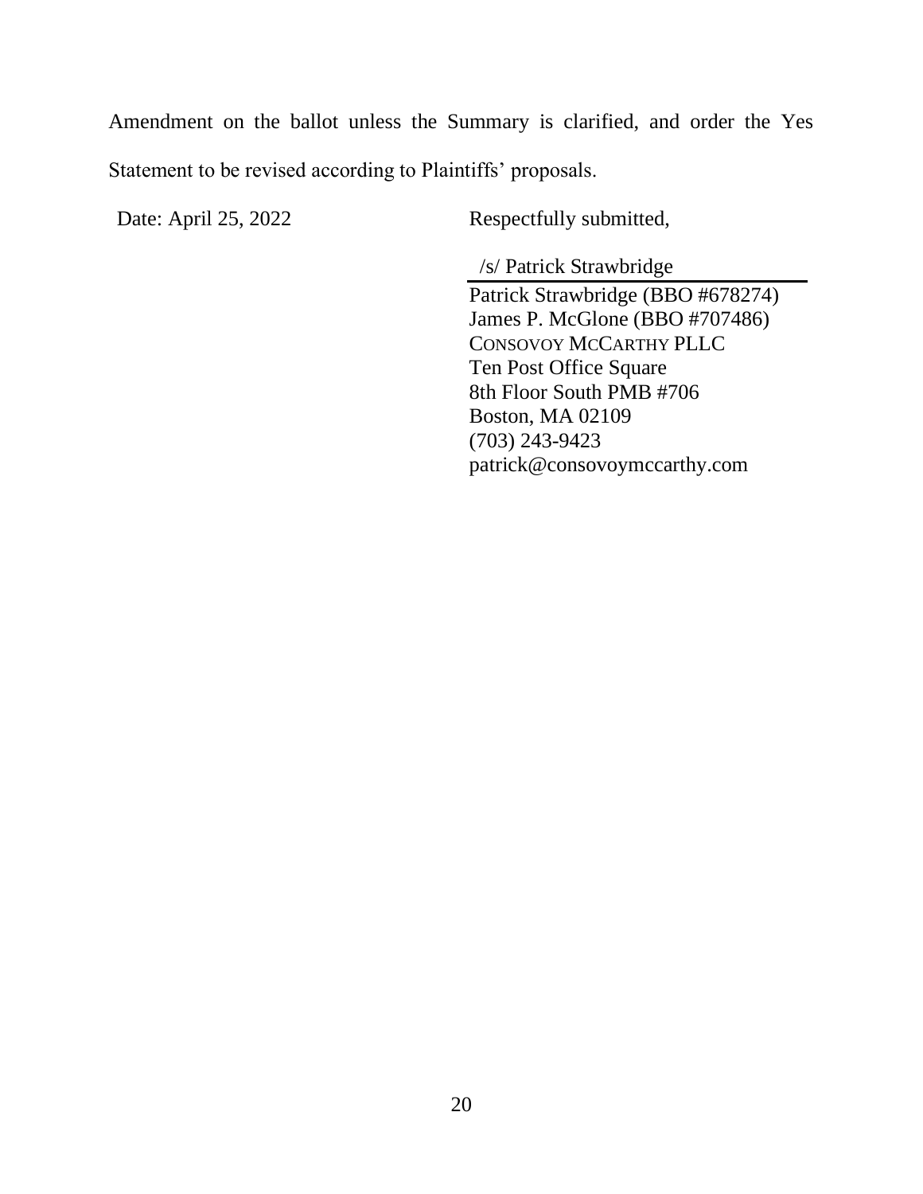Amendment on the ballot unless the Summary is clarified, and order the Yes Statement to be revised according to Plaintiffs' proposals.

Date: April 25, 2022

Respectfully submitted,

/s/ Patrick Strawbridge

Patrick Strawbridge (BBO #678274)
James P. McGlone (BBO #707486)
CONSOVOY MCCARTHY PLLC
Ten Post Office Square
8th Floor South PMB #706
Boston, MA 02109
(703) 243-9423
patrick@consovoymccarthy.com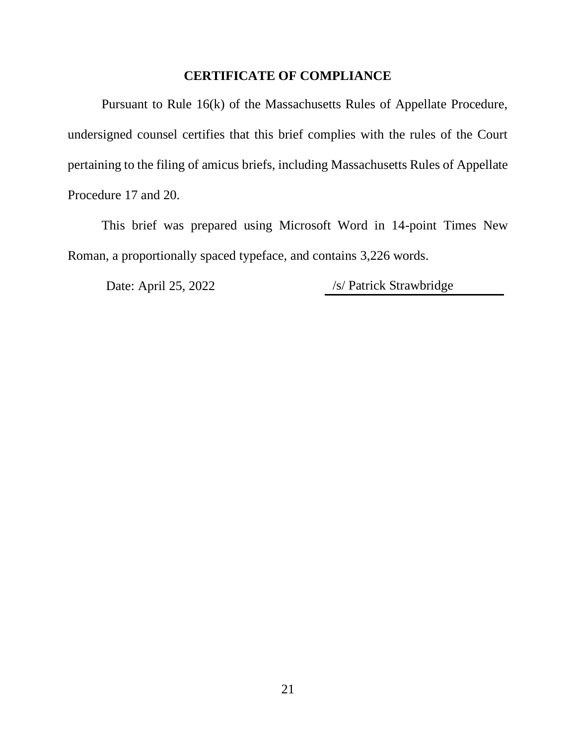## CERTIFICATE OF COMPLIANCE

Pursuant to Rule 16(k) of the Massachusetts Rules of Appellate Procedure, undersigned counsel certifies that this brief complies with the rules of the Court pertaining to the filing of amicus briefs, including Massachusetts Rules of Appellate Procedure 17 and 20.

This brief was prepared using Microsoft Word in 14-point Times New Roman, a proportionally spaced typeface, and contains 3,226 words.

Date: April 25, 2022

/s/ Patrick Strawbridge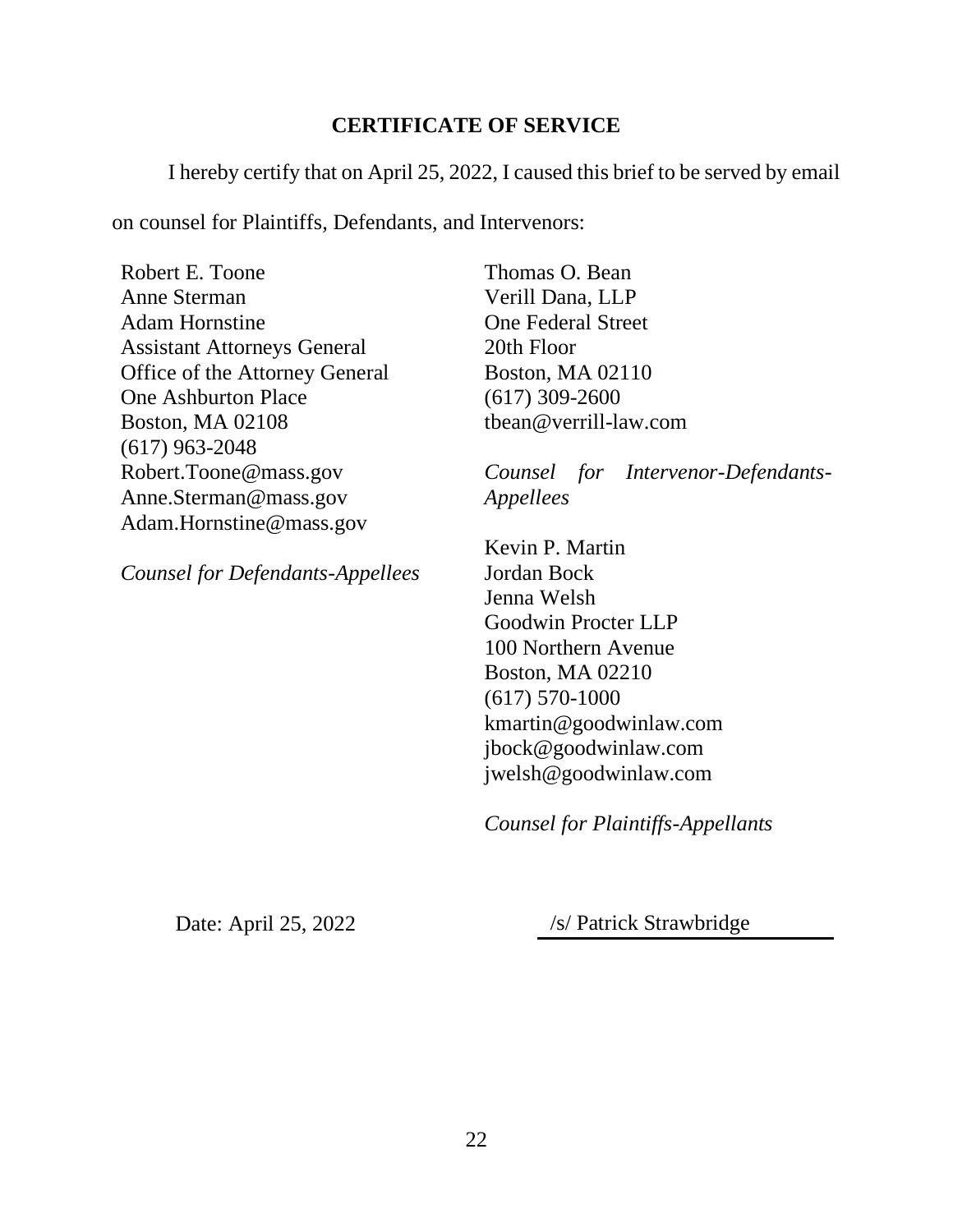## CERTIFICATE OF SERVICE

I hereby certify that on April 25, 2022, I caused this brief to be served by email on counsel for Plaintiffs, Defendants, and Intervenors:

Robert E. Toone
Anne Sterman
Adam Hornstine
Assistant Attorneys General
Office of the Attorney General
One Ashburton Place
Boston, MA 02108
(617) 963-2048
Robert.Toone@mass.gov
Anne.Sterman@mass.gov
Adam.Hornstine@mass.gov

*Counsel for Defendants-Appellees*

Thomas O. Bean
Verill Dana, LLP
One Federal Street
20th Floor
Boston, MA 02110
(617) 309-2600
tbean@verrill-law.com

*Counsel for Intervenor-Defendants-Appellees*

Kevin P. Martin
Jordan Bock
Jenna Welsh
Goodwin Procter LLP
100 Northern Avenue
Boston, MA 02210
(617) 570-1000
kmartin@goodwinlaw.com
jbock@goodwinlaw.com
jwelsh@goodwinlaw.com

*Counsel for Plaintiffs-Appellants*

Date: April 25, 2022

/s/ Patrick Strawbridge